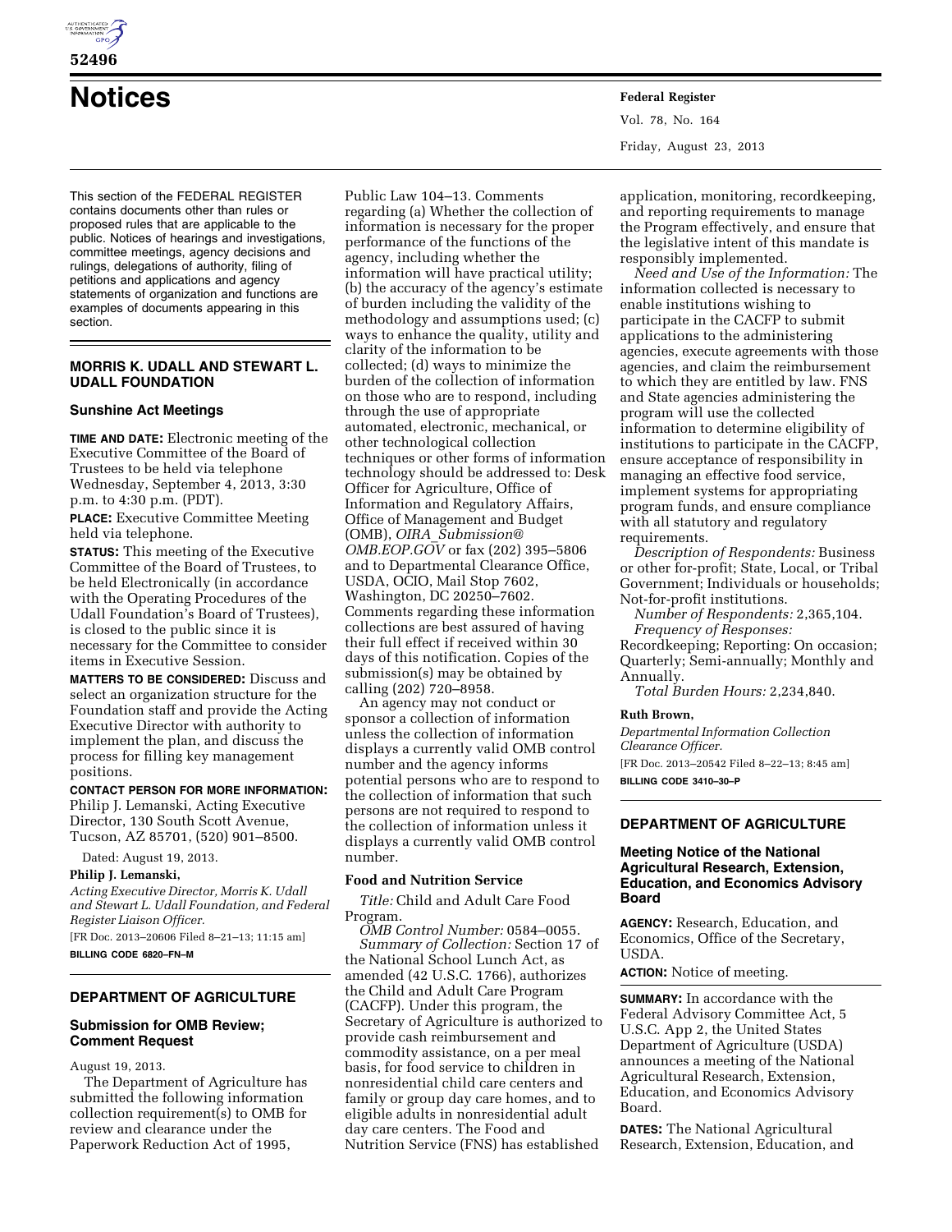# Notices

This section of the FEDERAL REGISTER contains documents other than rules or proposed rules that are applicable to the public. Notices of hearings and investigations, committee meetings, agency decisions and rulings, delegations of authority, filing of petitions and applications and agency statements of organization and functions are examples of documents appearing in this section.

## MORRIS K. UDALL AND STEWART L. UDALL FOUNDATION

### Sunshine Act Meetings

**TIME AND DATE:** Electronic meeting of the Executive Committee of the Board of Trustees to be held via telephone Wednesday, September 4, 2013, 3:30 p.m. to 4:30 p.m. (PDT).

**PLACE:** Executive Committee Meeting held via telephone.

**STATUS:** This meeting of the Executive Committee of the Board of Trustees, to be held Electronically (in accordance with the Operating Procedures of the Udall Foundation's Board of Trustees), is closed to the public since it is necessary for the Committee to consider items in Executive Session.

**MATTERS TO BE CONSIDERED:** Discuss and select an organization structure for the Foundation staff and provide the Acting Executive Director with authority to implement the plan, and discuss the process for filling key management positions.

**CONTACT PERSON FOR MORE INFORMATION:** Philip J. Lemanski, Acting Executive Director, 130 South Scott Avenue, Tucson, AZ 85701, (520) 901–8500.

Dated: August 19, 2013.

**Philip J. Lemanski,**

*Acting Executive Director, Morris K. Udall and Stewart L. Udall Foundation, and Federal Register Liaison Officer.*

[FR Doc. 2013–20606 Filed 8–21–13; 11:15 am]

**BILLING CODE 6820–FN–M**

## DEPARTMENT OF AGRICULTURE

### Submission for OMB Review; Comment Request

August 19, 2013.

The Department of Agriculture has submitted the following information collection requirement(s) to OMB for review and clearance under the Paperwork Reduction Act of 1995, Public Law 104–13. Comments regarding (a) Whether the collection of information is necessary for the proper performance of the functions of the agency, including whether the information will have practical utility; (b) the accuracy of the agency's estimate of burden including the validity of the methodology and assumptions used; (c) ways to enhance the quality, utility and clarity of the information to be collected; (d) ways to minimize the burden of the collection of information on those who are to respond, including through the use of appropriate automated, electronic, mechanical, or other technological collection techniques or other forms of information technology should be addressed to: Desk Officer for Agriculture, Office of Information and Regulatory Affairs, Office of Management and Budget (OMB), *OIRA_Submission@OMB.EOP.GOV* or fax (202) 395–5806 and to Departmental Clearance Office, USDA, OCIO, Mail Stop 7602, Washington, DC 20250–7602. Comments regarding these information collections are best assured of having their full effect if received within 30 days of this notification. Copies of the submission(s) may be obtained by calling (202) 720–8958.

An agency may not conduct or sponsor a collection of information unless the collection of information displays a currently valid OMB control number and the agency informs potential persons who are to respond to the collection of information that such persons are not required to respond to the collection of information unless it displays a currently valid OMB control number.

#### Food and Nutrition Service

*Title:* Child and Adult Care Food Program.

*OMB Control Number:* 0584–0055.

*Summary of Collection:* Section 17 of the National School Lunch Act, as amended (42 U.S.C. 1766), authorizes the Child and Adult Care Food Program (CACFP). Under this program, the Secretary of Agriculture is authorized to provide cash reimbursement and commodity assistance, on a per meal basis, for food service to children in nonresidential child care centers and family or group day care homes, and to eligible adults in nonresidential adult day care centers. The Food and Nutrition Service (FNS) has established application, monitoring, recordkeeping, and reporting requirements to manage the Program effectively, and ensure that the legislative intent of this mandate is responsibly implemented.

*Need and Use of the Information:* The information collected is necessary to enable institutions wishing to participate in the CACFP to submit applications to the administering agencies, execute agreements with those agencies, and claim the reimbursement to which they are entitled by law. FNS and State agencies administering the program will use the collected information to determine eligibility of institutions to participate in the CACFP, ensure acceptance of responsibility in managing an effective food service, implement systems for appropriating program funds, and ensure compliance with all statutory and regulatory requirements.

*Description of Respondents:* Business or other for-profit; State, Local, or Tribal Government; Individuals or households; Not-for-profit institutions.

*Number of Respondents:* 2,365,104.

*Frequency of Responses:* Recordkeeping; Reporting: On occasion; Quarterly; Semi-annually; Monthly and Annually.

*Total Burden Hours:* 2,234,840.

**Ruth Brown,**

*Departmental Information Collection Clearance Officer.*

[FR Doc. 2013–20542 Filed 8–22–13; 8:45 am]

**BILLING CODE 3410–30–P**

## DEPARTMENT OF AGRICULTURE

### Meeting Notice of the National Agricultural Research, Extension, Education, and Economics Advisory Board

**AGENCY:** Research, Education, and Economics, Office of the Secretary, USDA.

**ACTION:** Notice of meeting.

**SUMMARY:** In accordance with the Federal Advisory Committee Act, 5 U.S.C. App 2, the United States Department of Agriculture (USDA) announces a meeting of the National Agricultural Research, Extension, Education, and Economics Advisory Board.

**DATES:** The National Agricultural Research, Extension, Education, and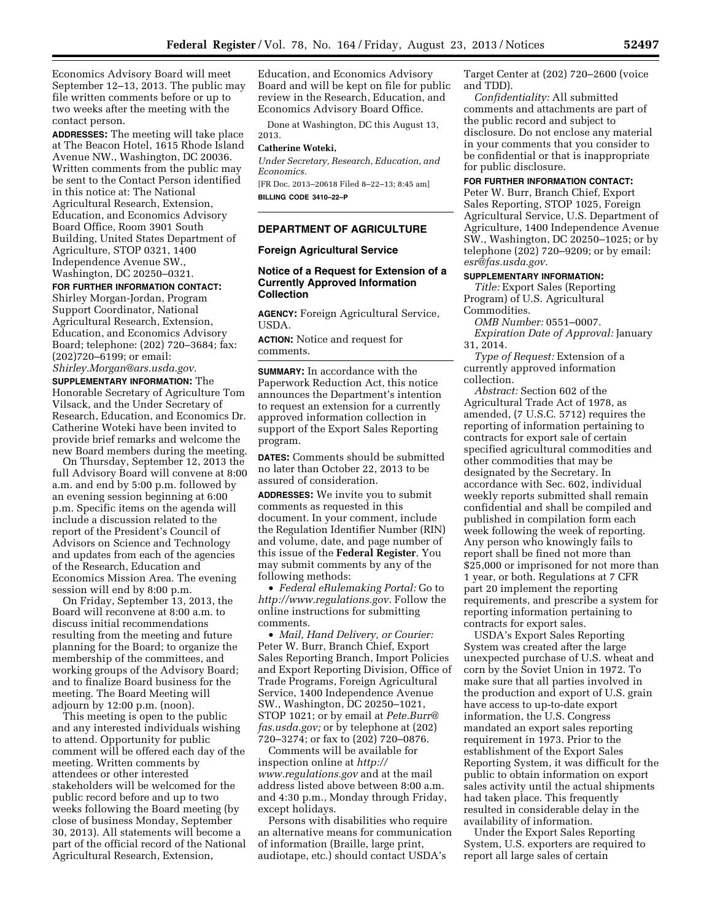Economics Advisory Board will meet September 12–13, 2013. The public may file written comments before or up to two weeks after the meeting with the contact person.

**ADDRESSES:** The meeting will take place at The Beacon Hotel, 1615 Rhode Island Avenue NW., Washington, DC 20036. Written comments from the public may be sent to the Contact Person identified in this notice at: The National Agricultural Research, Extension, Education, and Economics Advisory Board Office, Room 3901 South Building, United States Department of Agriculture, STOP 0321, 1400 Independence Avenue SW., Washington, DC 20250–0321.

**FOR FURTHER INFORMATION CONTACT:** Shirley Morgan-Jordan, Program Support Coordinator, National Agricultural Research, Extension, Education, and Economics Advisory Board; telephone: (202) 720–3684; fax: (202)720–6199; or email: *Shirley.Morgan@ars.usda.gov.*

**SUPPLEMENTARY INFORMATION:** The Honorable Secretary of Agriculture Tom Vilsack, and the Under Secretary of Research, Education, and Economics Dr. Catherine Woteki have been invited to provide brief remarks and welcome the new Board members during the meeting.

On Thursday, September 12, 2013 the full Advisory Board will convene at 8:00 a.m. and end by 5:00 p.m. followed by an evening session beginning at 6:00 p.m. Specific items on the agenda will include a discussion related to the report of the President's Council of Advisors on Science and Technology and updates from each of the agencies of the Research, Education and Economics Mission Area. The evening session will end by 8:00 p.m.

On Friday, September 13, 2013, the Board will reconvene at 8:00 a.m. to discuss initial recommendations resulting from the meeting and future planning for the Board; to organize the membership of the committees, and working groups of the Advisory Board; and to finalize Board business for the meeting. The Board Meeting will adjourn by 12:00 p.m. (noon).

This meeting is open to the public and any interested individuals wishing to attend. Opportunity for public comment will be offered each day of the meeting. Written comments by attendees or other interested stakeholders will be welcomed for the public record before and up to two weeks following the Board meeting (by close of business Monday, September 30, 2013). All statements will become a part of the official record of the National Agricultural Research, Extension, Education, and Economics Advisory Board and will be kept on file for public review in the Research, Education, and Economics Advisory Board Office.

Done at Washington, DC this August 13, 2013.

**Catherine Woteki,**

*Under Secretary, Research, Education, and Economics.*

[FR Doc. 2013–20618 Filed 8–22–13; 8:45 am]

**BILLING CODE 3410–22–P**

---

## DEPARTMENT OF AGRICULTURE

### Foreign Agricultural Service

### Notice of a Request for Extension of a Currently Approved Information Collection

**AGENCY:** Foreign Agricultural Service, USDA.

**ACTION:** Notice and request for comments.

**SUMMARY:** In accordance with the Paperwork Reduction Act, this notice announces the Department's intention to request an extension for a currently approved information collection in support of the Export Sales Reporting program.

**DATES:** Comments should be submitted no later than October 22, 2013 to be assured of consideration.

**ADDRESSES:** We invite you to submit comments as requested in this document. In your comment, include the Regulation Identifier Number (RIN) and volume, date, and page number of this issue of the **Federal Register**. You may submit comments by any of the following methods:

- *Federal eRulemaking Portal:* Go to *http://www.regulations.gov.* Follow the online instructions for submitting comments.
- *Mail, Hand Delivery, or Courier:* Peter W. Burr, Branch Chief, Export Sales Reporting Branch, Import Policies and Export Reporting Division, Office of Trade Programs, Foreign Agricultural Service, 1400 Independence Avenue SW., Washington, DC 20250–1021, STOP 1021; or by email at *Pete.Burr@fas.usda.gov;* or by telephone at (202) 720–3274; or fax to (202) 720–0876.

Comments will be available for inspection online at *http://www.regulations.gov* and at the mail address listed above between 8:00 a.m. and 4:30 p.m., Monday through Friday, except holidays.

Persons with disabilities who require an alternative means for communication of information (Braille, large print, audiotape, etc.) should contact USDA's Target Center at (202) 720–2600 (voice and TDD).

*Confidentiality:* All submitted comments and attachments are part of the public record and subject to disclosure. Do not enclose any material in your comments that you consider to be confidential or that is inappropriate for public disclosure.

**FOR FURTHER INFORMATION CONTACT:** Peter W. Burr, Branch Chief, Export Sales Reporting, STOP 1025, Foreign Agricultural Service, U.S. Department of Agriculture, 1400 Independence Avenue SW., Washington, DC 20250–1025; or by telephone (202) 720–9209; or by email: *esr@fas.usda.gov.*

**SUPPLEMENTARY INFORMATION:**

*Title:* Export Sales (Reporting Program) of U.S. Agricultural Commodities.

*OMB Number:* 0551–0007.

*Expiration Date of Approval:* January 31, 2014.

*Type of Request:* Extension of a currently approved information collection.

*Abstract:* Section 602 of the Agricultural Trade Act of 1978, as amended, (7 U.S.C. 5712) requires the reporting of information pertaining to contracts for export sale of certain specified agricultural commodities and other commodities that may be designated by the Secretary. In accordance with Sec. 602, individual weekly reports submitted shall remain confidential and shall be compiled and published in compilation form each week following the week of reporting. Any person who knowingly fails to report shall be fined not more than $25,000 or imprisoned for not more than 1 year, or both. Regulations at 7 CFR part 20 implement the reporting requirements, and prescribe a system for reporting information pertaining to contracts for export sales.

USDA's Export Sales Reporting System was created after the large unexpected purchase of U.S. wheat and corn by the Soviet Union in 1972. To make sure that all parties involved in the production and export of U.S. grain have access to up-to-date export information, the U.S. Congress mandated an export sales reporting requirement in 1973. Prior to the establishment of the Export Sales Reporting System, it was difficult for the public to obtain information on export sales activity until the actual shipments had taken place. This frequently resulted in considerable delay in the availability of information.

Under the Export Sales Reporting System, U.S. exporters are required to report all large sales of certain